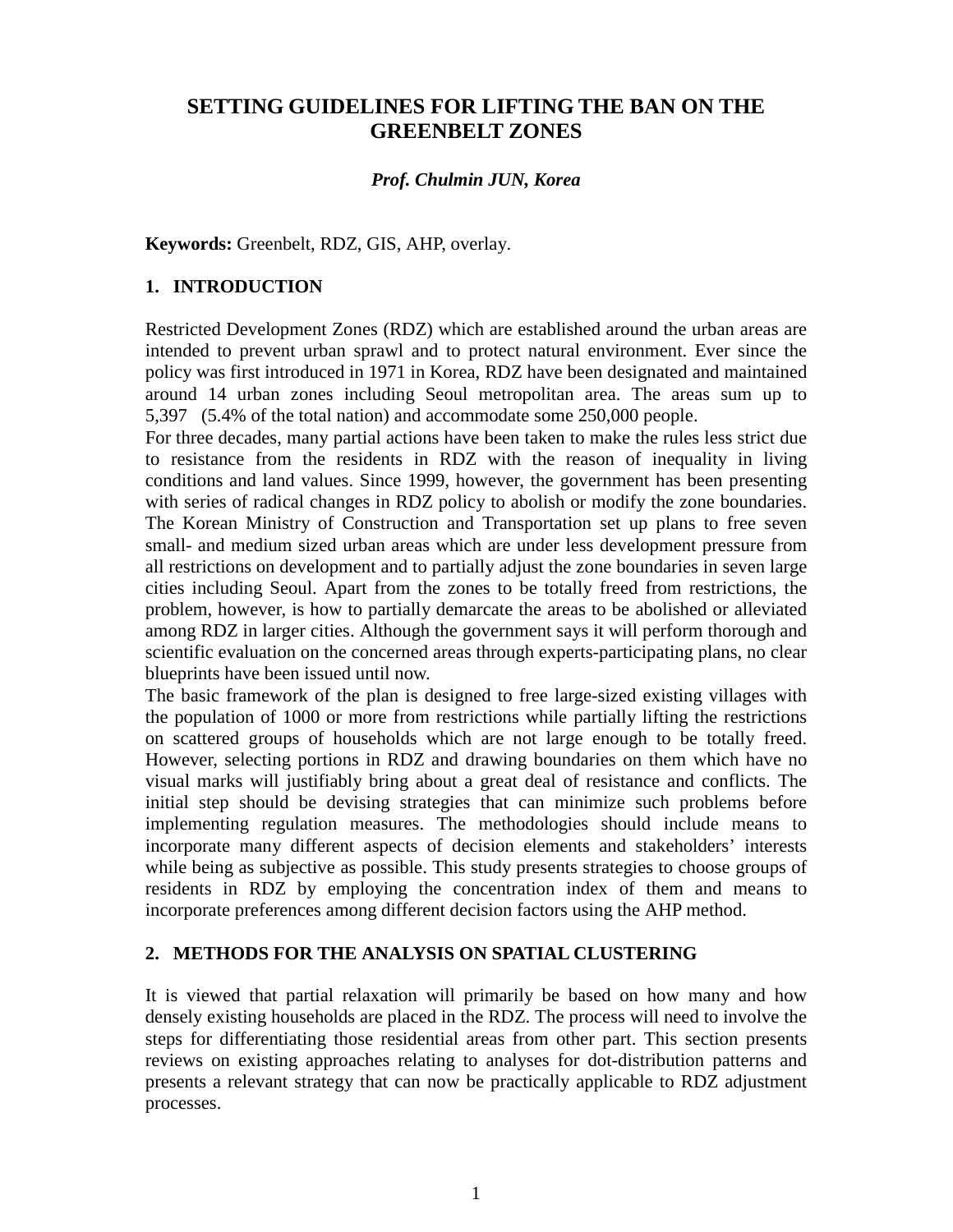# SETTING GUIDELINES FOR LIFTING THE BAN ON THE GREENBELT ZONES

***Prof. Chulmin JUN, Korea***

**Keywords:** Greenbelt, RDZ, GIS, AHP, overlay.

## 1. INTRODUCTION

Restricted Development Zones (RDZ) which are established around the urban areas are intended to prevent urban sprawl and to protect natural environment. Ever since the policy was first introduced in 1971 in Korea, RDZ have been designated and maintained around 14 urban zones including Seoul metropolitan area. The areas sum up to 5,397 (5.4% of the total nation) and accommodate some 250,000 people.

For three decades, many partial actions have been taken to make the rules less strict due to resistance from the residents in RDZ with the reason of inequality in living conditions and land values. Since 1999, however, the government has been presenting with series of radical changes in RDZ policy to abolish or modify the zone boundaries. The Korean Ministry of Construction and Transportation set up plans to free seven small- and medium sized urban areas which are under less development pressure from all restrictions on development and to partially adjust the zone boundaries in seven large cities including Seoul. Apart from the zones to be totally freed from restrictions, the problem, however, is how to partially demarcate the areas to be abolished or alleviated among RDZ in larger cities. Although the government says it will perform thorough and scientific evaluation on the concerned areas through experts-participating plans, no clear blueprints have been issued until now.

The basic framework of the plan is designed to free large-sized existing villages with the population of 1000 or more from restrictions while partially lifting the restrictions on scattered groups of households which are not large enough to be totally freed. However, selecting portions in RDZ and drawing boundaries on them which have no visual marks will justifiably bring about a great deal of resistance and conflicts. The initial step should be devising strategies that can minimize such problems before implementing regulation measures. The methodologies should include means to incorporate many different aspects of decision elements and stakeholders' interests while being as subjective as possible. This study presents strategies to choose groups of residents in RDZ by employing the concentration index of them and means to incorporate preferences among different decision factors using the AHP method.

## 2. METHODS FOR THE ANALYSIS ON SPATIAL CLUSTERING

It is viewed that partial relaxation will primarily be based on how many and how densely existing households are placed in the RDZ. The process will need to involve the steps for differentiating those residential areas from other part. This section presents reviews on existing approaches relating to analyses for dot-distribution patterns and presents a relevant strategy that can now be practically applicable to RDZ adjustment processes.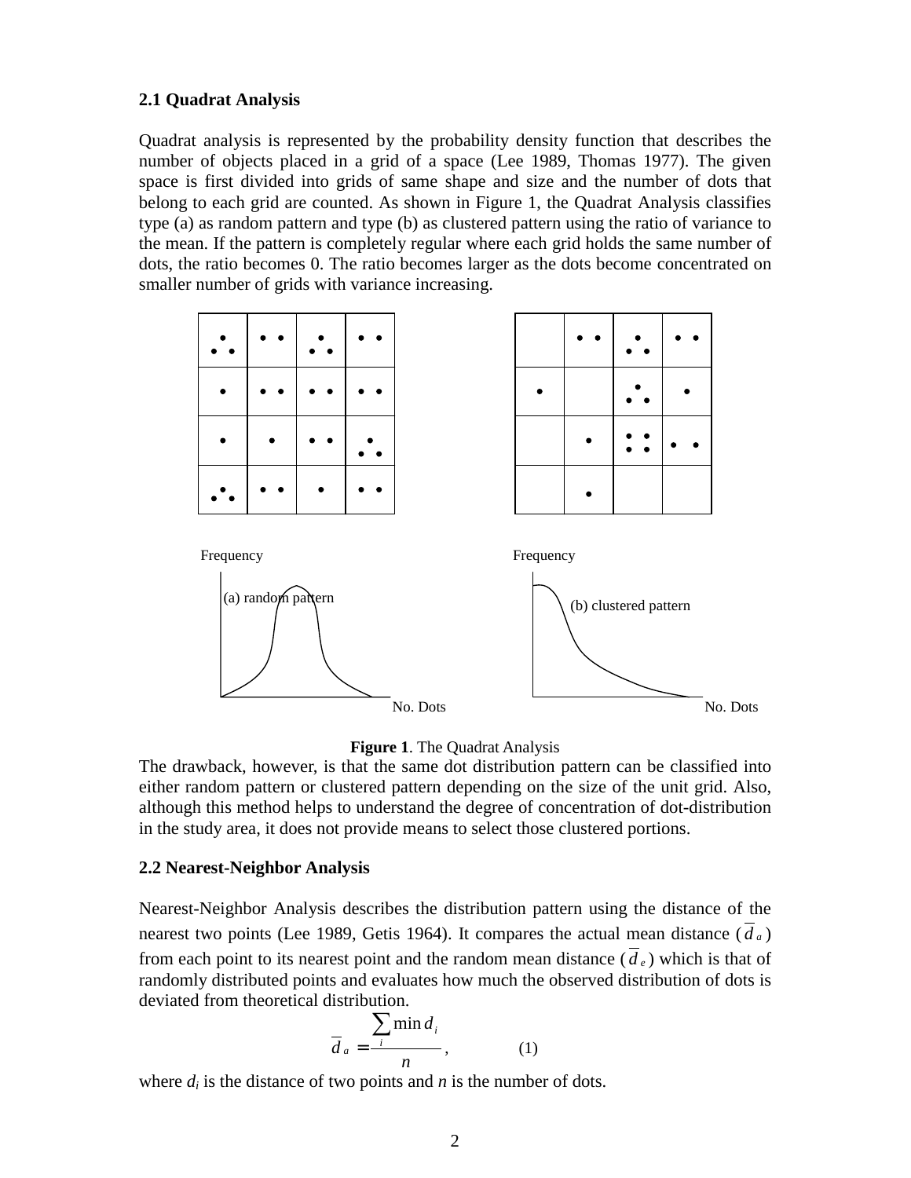### 2.1 Quadrat Analysis

Quadrat analysis is represented by the probability density function that describes the number of objects placed in a grid of a space (Lee 1989, Thomas 1977). The given space is first divided into grids of same shape and size and the number of dots that belong to each grid are counted. As shown in Figure 1, the Quadrat Analysis classifies type (a) as random pattern and type (b) as clustered pattern using the ratio of variance to the mean. If the pattern is completely regular where each grid holds the same number of dots, the ratio becomes 0. The ratio becomes larger as the dots become concentrated on smaller number of grids with variance increasing.

**Figure 1**. The Quadrat Analysis

The drawback, however, is that the same dot distribution pattern can be classified into either random pattern or clustered pattern depending on the size of the unit grid. Also, although this method helps to understand the degree of concentration of dot-distribution in the study area, it does not provide means to select those clustered portions.

### 2.2 Nearest-Neighbor Analysis

Nearest-Neighbor Analysis describes the distribution pattern using the distance of the nearest two points (Lee 1989, Getis 1964). It compares the actual mean distance ($\bar{d}_a$) from each point to its nearest point and the random mean distance ($\bar{d}_e$) which is that of randomly distributed points and evaluates how much the observed distribution of dots is deviated from theoretical distribution.

$$\bar{d}_a = \frac{\sum_i \min d_i}{n}, \qquad (1)$$

where $d_i$ is the distance of two points and $n$ is the number of dots.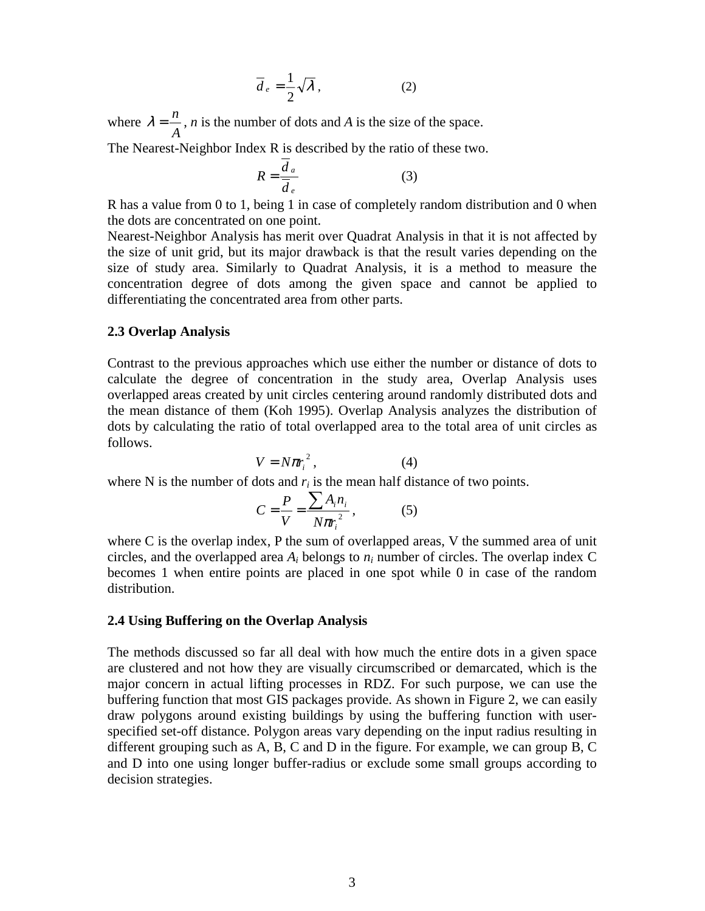$$\overline{d}_e = \frac{1}{2}\sqrt{\lambda}\,, \qquad (2)$$

where $\lambda = \frac{n}{A}$, $n$ is the number of dots and $A$ is the size of the space.

The Nearest-Neighbor Index R is described by the ratio of these two.

$$R = \frac{\overline{d}_a}{\overline{d}_e} \qquad (3)$$

R has a value from 0 to 1, being 1 in case of completely random distribution and 0 when the dots are concentrated on one point.

Nearest-Neighbor Analysis has merit over Quadrat Analysis in that it is not affected by the size of unit grid, but its major drawback is that the result varies depending on the size of study area. Similarly to Quadrat Analysis, it is a method to measure the concentration degree of dots among the given space and cannot be applied to differentiating the concentrated area from other parts.

### 2.3 Overlap Analysis

Contrast to the previous approaches which use either the number or distance of dots to calculate the degree of concentration in the study area, Overlap Analysis uses overlapped areas created by unit circles centering around randomly distributed dots and the mean distance of them (Koh 1995). Overlap Analysis analyzes the distribution of dots by calculating the ratio of total overlapped area to the total area of unit circles as follows.

$$V = N\pi r_i^{\,2}\,, \qquad (4)$$

where N is the number of dots and $r_i$ is the mean half distance of two points.

$$C = \frac{P}{V} = \frac{\sum A_i n_i}{N\pi r_i^{\,2}}\,, \qquad (5)$$

where C is the overlap index, P the sum of overlapped areas, V the summed area of unit circles, and the overlapped area $A_i$ belongs to $n_i$ number of circles. The overlap index C becomes 1 when entire points are placed in one spot while 0 in case of the random distribution.

### 2.4 Using Buffering on the Overlap Analysis

The methods discussed so far all deal with how much the entire dots in a given space are clustered and not how they are visually circumscribed or demarcated, which is the major concern in actual lifting processes in RDZ. For such purpose, we can use the buffering function that most GIS packages provide. As shown in Figure 2, we can easily draw polygons around existing buildings by using the buffering function with user-specified set-off distance. Polygon areas vary depending on the input radius resulting in different grouping such as A, B, C and D in the figure. For example, we can group B, C and D into one using longer buffer-radius or exclude some small groups according to decision strategies.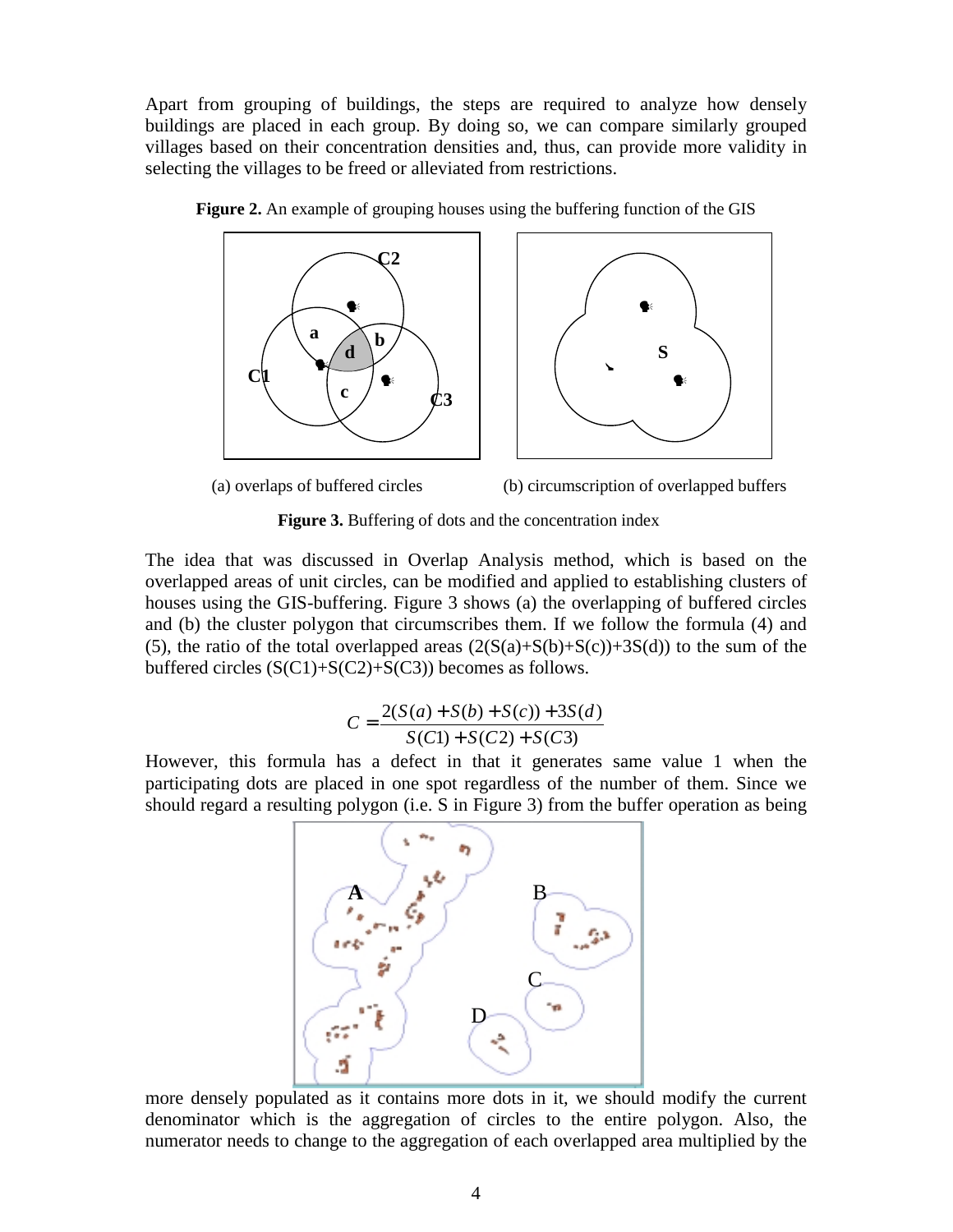Apart from grouping of buildings, the steps are required to analyze how densely buildings are placed in each group. By doing so, we can compare similarly grouped villages based on their concentration densities and, thus, can provide more validity in selecting the villages to be freed or alleviated from restrictions.

**Figure 2.** An example of grouping houses using the buffering function of the GIS

(a) overlaps of buffered circles (b) circumscription of overlapped buffers

**Figure 3.** Buffering of dots and the concentration index

The idea that was discussed in Overlap Analysis method, which is based on the overlapped areas of unit circles, can be modified and applied to establishing clusters of houses using the GIS-buffering. Figure 3 shows (a) the overlapping of buffered circles and (b) the cluster polygon that circumscribes them. If we follow the formula (4) and (5), the ratio of the total overlapped areas $(2(S(a)+S(b)+S(c))+3S(d))$ to the sum of the buffered circles $(S(C1)+S(C2)+S(C3))$ becomes as follows.

$$C = \frac{2(S(a)+S(b)+S(c))+3S(d)}{S(C1)+S(C2)+S(C3)}$$

However, this formula has a defect in that it generates same value 1 when the participating dots are placed in one spot regardless of the number of them. Since we should regard a resulting polygon (i.e. S in Figure 3) from the buffer operation as being more densely populated as it contains more dots in it, we should modify the current denominator which is the aggregation of circles to the entire polygon. Also, the numerator needs to change to the aggregation of each overlapped area multiplied by the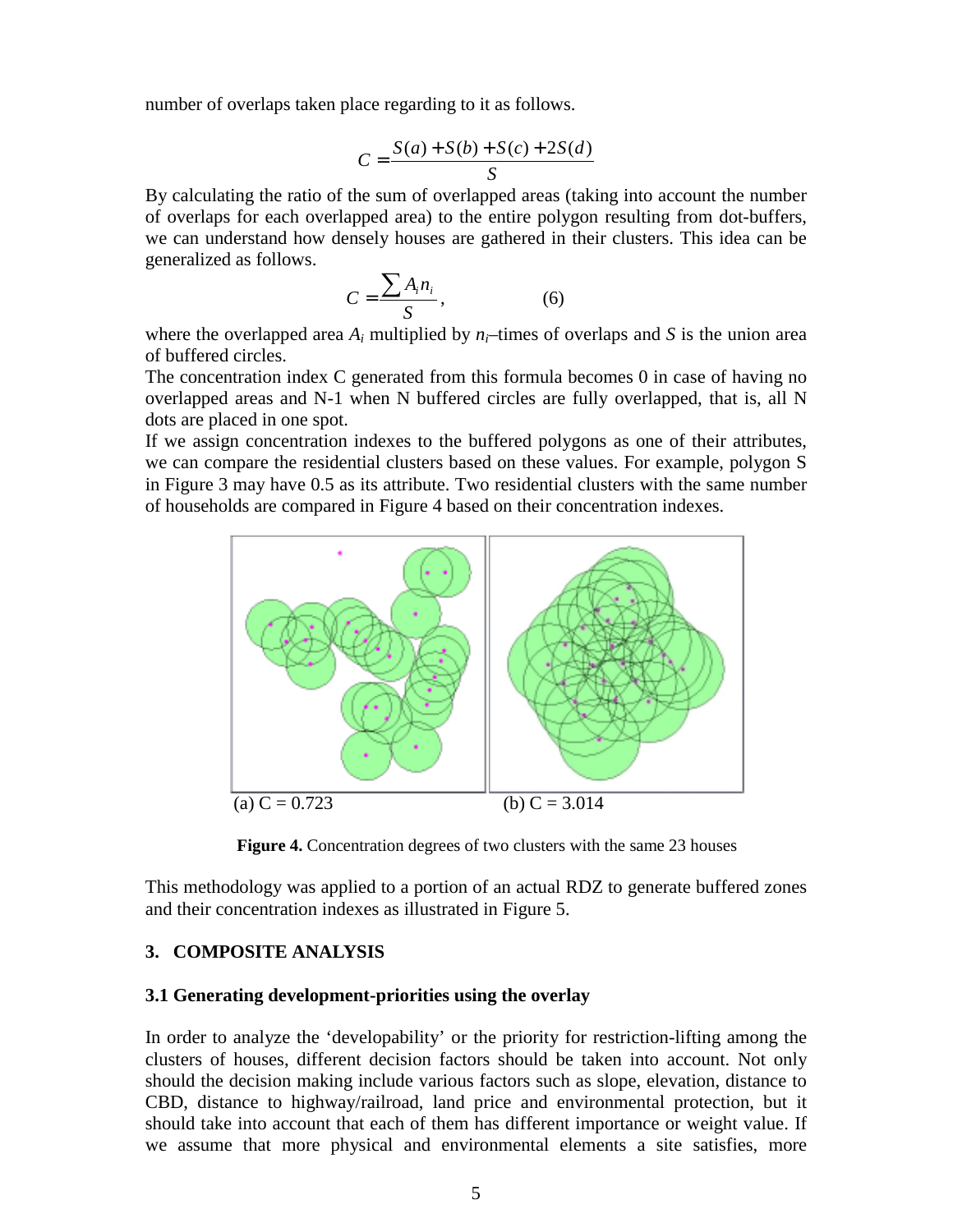number of overlaps taken place regarding to it as follows.

$$C = \frac{S(a) + S(b) + S(c) + 2S(d)}{S}$$

By calculating the ratio of the sum of overlapped areas (taking into account the number of overlaps for each overlapped area) to the entire polygon resulting from dot-buffers, we can understand how densely houses are gathered in their clusters. This idea can be generalized as follows.

$$C = \frac{\sum A_i n_i}{S}, \qquad (6)$$

where the overlapped area $A_i$ multiplied by $n_i$–times of overlaps and $S$ is the union area of buffered circles.

The concentration index C generated from this formula becomes 0 in case of having no overlapped areas and N-1 when N buffered circles are fully overlapped, that is, all N dots are placed in one spot.

If we assign concentration indexes to the buffered polygons as one of their attributes, we can compare the residential clusters based on these values. For example, polygon S in Figure 3 may have 0.5 as its attribute. Two residential clusters with the same number of households are compared in Figure 4 based on their concentration indexes.

(a) C = 0.723 (b) C = 3.014

**Figure 4.** Concentration degrees of two clusters with the same 23 houses

This methodology was applied to a portion of an actual RDZ to generate buffered zones and their concentration indexes as illustrated in Figure 5.

## 3. COMPOSITE ANALYSIS

### 3.1 Generating development-priorities using the overlay

In order to analyze the 'developability' or the priority for restriction-lifting among the clusters of houses, different decision factors should be taken into account. Not only should the decision making include various factors such as slope, elevation, distance to CBD, distance to highway/railroad, land price and environmental protection, but it should take into account that each of them has different importance or weight value. If we assume that more physical and environmental elements a site satisfies, more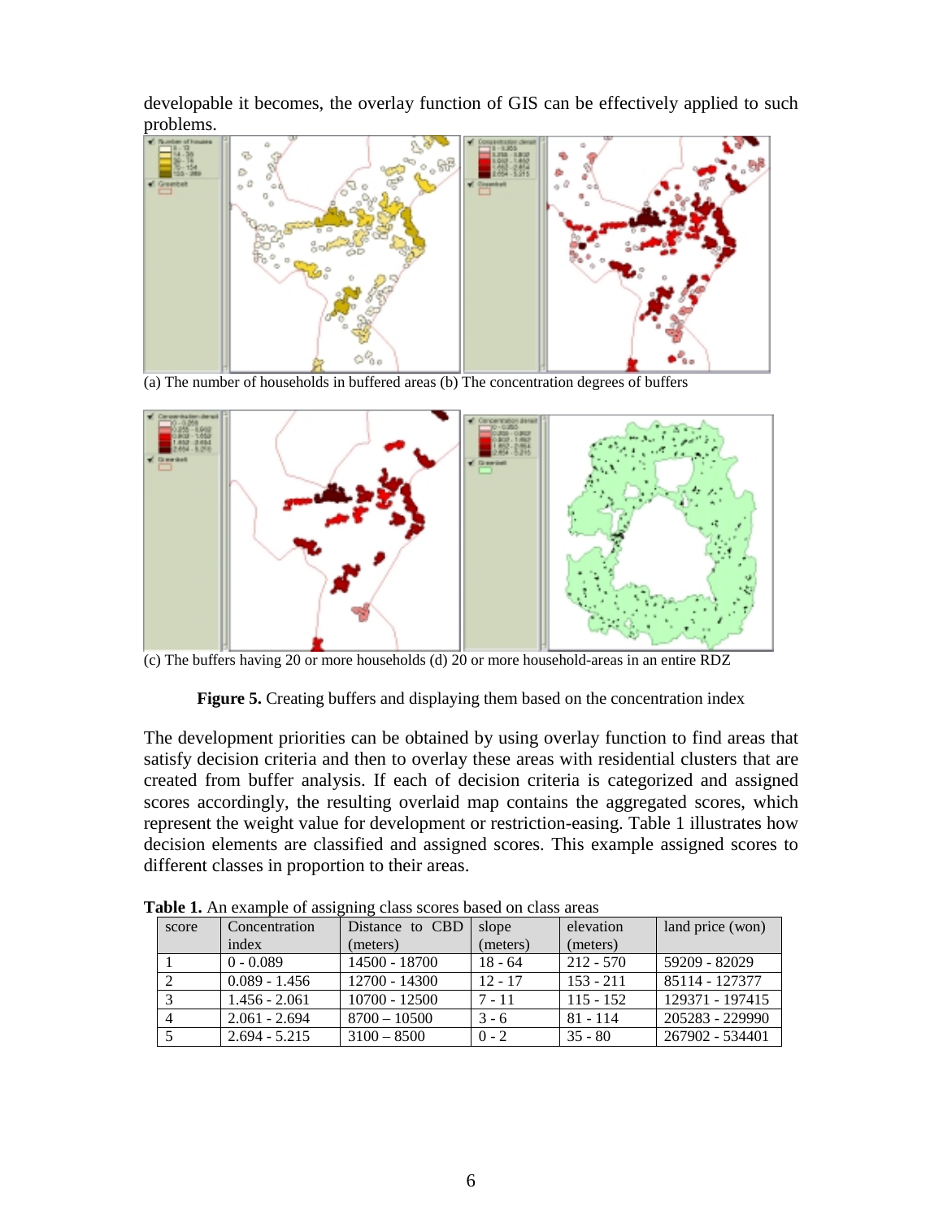developable it becomes, the overlay function of GIS can be effectively applied to such problems.

(a) The number of households in buffered areas (b) The concentration degrees of buffers

(c) The buffers having 20 or more households (d) 20 or more household-areas in an entire RDZ

**Figure 5.** Creating buffers and displaying them based on the concentration index

The development priorities can be obtained by using overlay function to find areas that satisfy decision criteria and then to overlay these areas with residential clusters that are created from buffer analysis. If each of decision criteria is categorized and assigned scores accordingly, the resulting overlaid map contains the aggregated scores, which represent the weight value for development or restriction-easing. Table 1 illustrates how decision elements are classified and assigned scores. This example assigned scores to different classes in proportion to their areas.

**Table 1.** An example of assigning class scores based on class areas

| score | Concentration index | Distance to CBD (meters) | slope (meters) | elevation (meters) | land price (won) |
|---|---|---|---|---|---|
| 1 | 0 - 0.089 | 14500 - 18700 | 18 - 64 | 212 - 570 | 59209 - 82029 |
| 2 | 0.089 - 1.456 | 12700 - 14300 | 12 - 17 | 153 - 211 | 85114 - 127377 |
| 3 | 1.456 - 2.061 | 10700 - 12500 | 7 - 11 | 115 - 152 | 129371 - 197415 |
| 4 | 2.061 - 2.694 | 8700 – 10500 | 3 - 6 | 81 - 114 | 205283 - 229990 |
| 5 | 2.694 - 5.215 | 3100 – 8500 | 0 - 2 | 35 - 80 | 267902 - 534401 |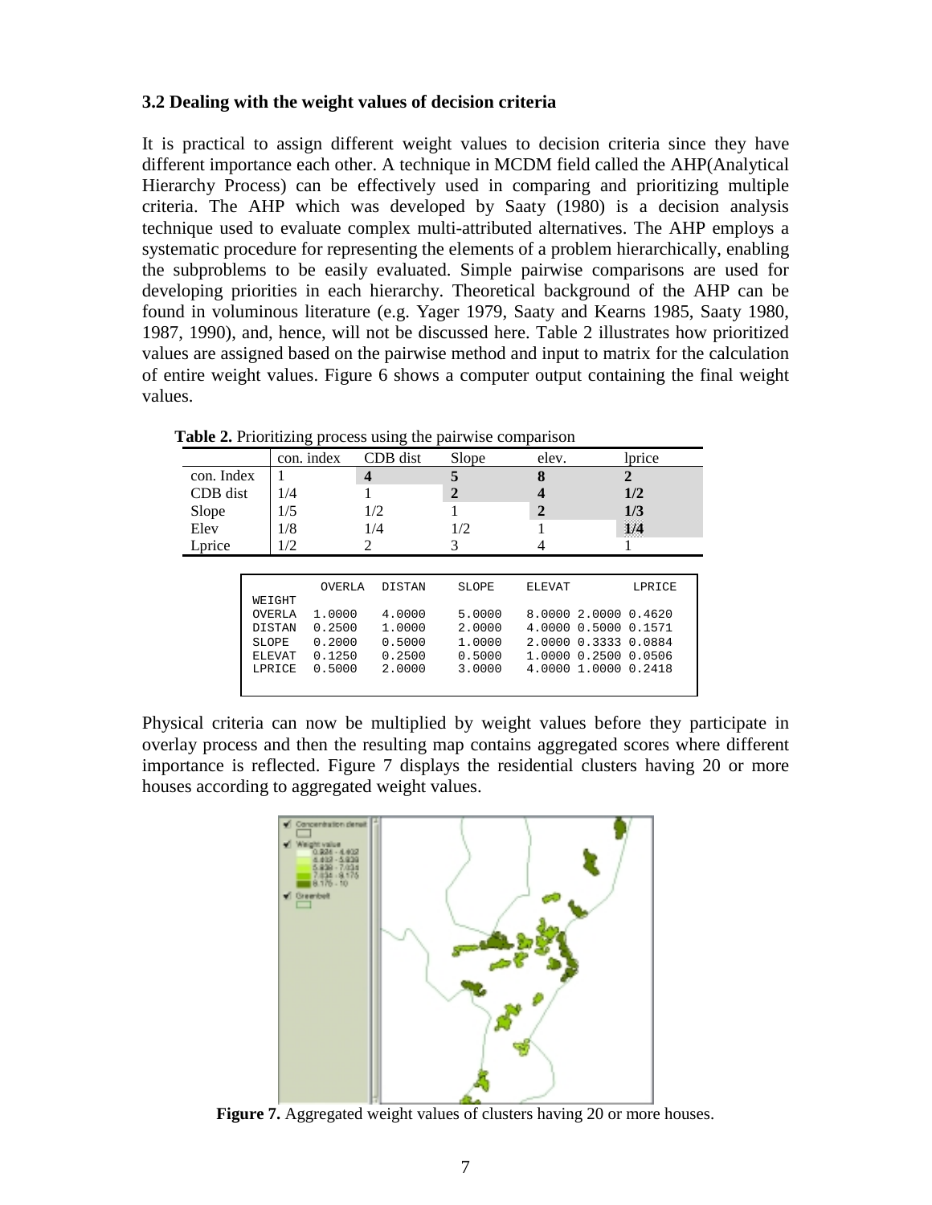### 3.2 Dealing with the weight values of decision criteria

It is practical to assign different weight values to decision criteria since they have different importance each other. A technique in MCDM field called the AHP(Analytical Hierarchy Process) can be effectively used in comparing and prioritizing multiple criteria. The AHP which was developed by Saaty (1980) is a decision analysis technique used to evaluate complex multi-attributed alternatives. The AHP employs a systematic procedure for representing the elements of a problem hierarchically, enabling the subproblems to be easily evaluated. Simple pairwise comparisons are used for developing priorities in each hierarchy. Theoretical background of the AHP can be found in voluminous literature (e.g. Yager 1979, Saaty and Kearns 1985, Saaty 1980, 1987, 1990), and, hence, will not be discussed here. Table 2 illustrates how prioritized values are assigned based on the pairwise method and input to matrix for the calculation of entire weight values. Figure 6 shows a computer output containing the final weight values.

**Table 2.** Prioritizing process using the pairwise comparison

| | con. index | CDB dist | Slope | elev. | lprice |
|---|---|---|---|---|---|
| con. Index | 1 | **4** | **5** | **8** | **2** |
| CDB dist | 1/4 | 1 | **2** | **4** | **1/2** |
| Slope | 1/5 | 1/2 | 1 | **2** | **1/3** |
| Elev | 1/8 | 1/4 | 1/2 | 1 | **1/4** |
| Lprice | 1/2 | 2 | 3 | 4 | 1 |

```
            OVERLA    DISTAN     SLOPE     ELEVAT          LPRICE
WEIGHT
OVERLA    1.0000    4.0000    5.0000    8.0000 2.0000 0.4620
DISTAN    0.2500    1.0000    2.0000    4.0000 0.5000 0.1571
SLOPE     0.2000    0.5000    1.0000    2.0000 0.3333 0.0884
ELEVAT    0.1250    0.2500    0.5000    1.0000 0.2500 0.0506
LPRICE    0.5000    2.0000    3.0000    4.0000 1.0000 0.2418
```

Physical criteria can now be multiplied by weight values before they participate in overlay process and then the resulting map contains aggregated scores where different importance is reflected. Figure 7 displays the residential clusters having 20 or more houses according to aggregated weight values.

**Figure 7.** Aggregated weight values of clusters having 20 or more houses.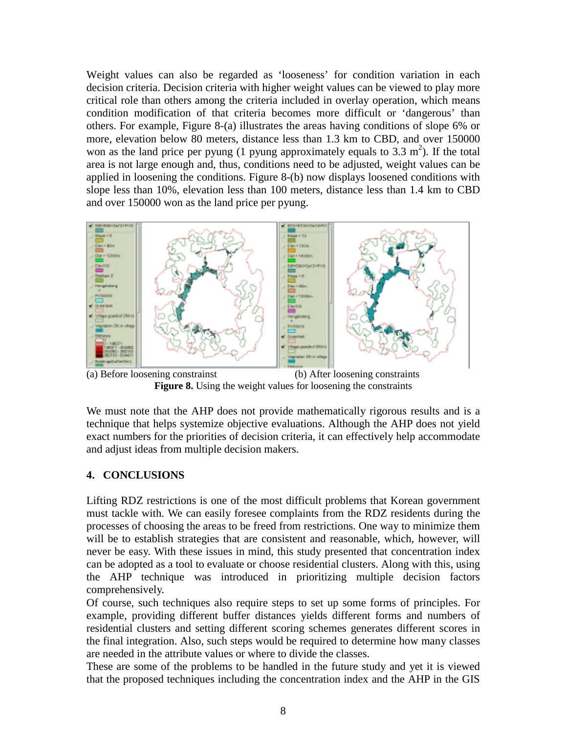Weight values can also be regarded as 'looseness' for condition variation in each decision criteria. Decision criteria with higher weight values can be viewed to play more critical role than others among the criteria included in overlay operation, which means condition modification of that criteria becomes more difficult or 'dangerous' than others. For example, Figure 8-(a) illustrates the areas having conditions of slope 6% or more, elevation below 80 meters, distance less than 1.3 km to CBD, and over 150000 won as the land price per pyung (1 pyung approximately equals to 3.3 $m^2$). If the total area is not large enough and, thus, conditions need to be adjusted, weight values can be applied in loosening the conditions. Figure 8-(b) now displays loosened conditions with slope less than 10%, elevation less than 100 meters, distance less than 1.4 km to CBD and over 150000 won as the land price per pyung.

(a) Before loosening constrainst (b) After loosening constraints

**Figure 8.** Using the weight values for loosening the constraints

We must note that the AHP does not provide mathematically rigorous results and is a technique that helps systemize objective evaluations. Although the AHP does not yield exact numbers for the priorities of decision criteria, it can effectively help accommodate and adjust ideas from multiple decision makers.

## 4. CONCLUSIONS

Lifting RDZ restrictions is one of the most difficult problems that Korean government must tackle with. We can easily foresee complaints from the RDZ residents during the processes of choosing the areas to be freed from restrictions. One way to minimize them will be to establish strategies that are consistent and reasonable, which, however, will never be easy. With these issues in mind, this study presented that concentration index can be adopted as a tool to evaluate or choose residential clusters. Along with this, using the AHP technique was introduced in prioritizing multiple decision factors comprehensively.

Of course, such techniques also require steps to set up some forms of principles. For example, providing different buffer distances yields different forms and numbers of residential clusters and setting different scoring schemes generates different scores in the final integration. Also, such steps would be required to determine how many classes are needed in the attribute values or where to divide the classes.

These are some of the problems to be handled in the future study and yet it is viewed that the proposed techniques including the concentration index and the AHP in the GIS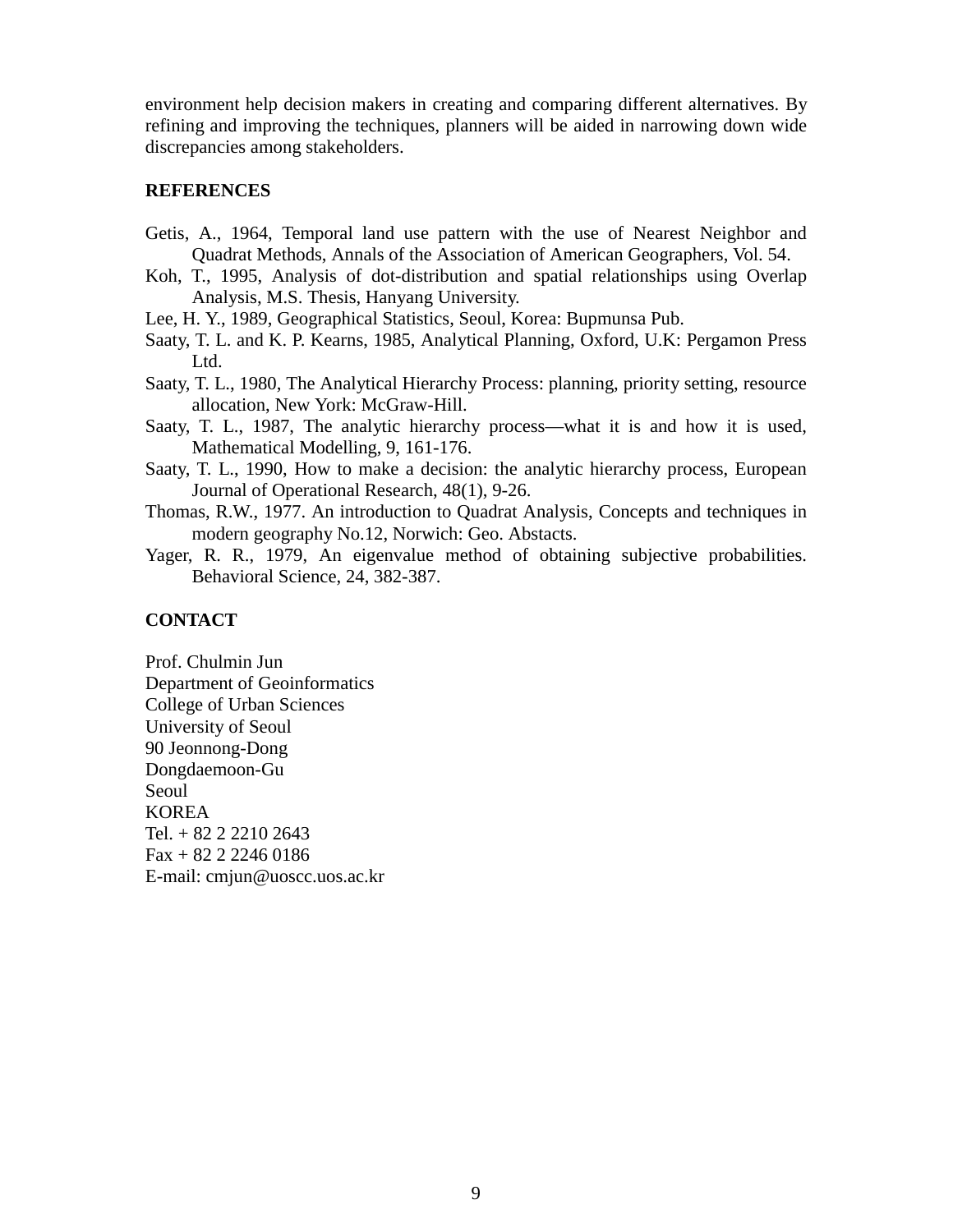environment help decision makers in creating and comparing different alternatives. By refining and improving the techniques, planners will be aided in narrowing down wide discrepancies among stakeholders.

## REFERENCES

Getis, A., 1964, Temporal land use pattern with the use of Nearest Neighbor and Quadrat Methods, Annals of the Association of American Geographers, Vol. 54.

Koh, T., 1995, Analysis of dot-distribution and spatial relationships using Overlap Analysis, M.S. Thesis, Hanyang University.

Lee, H. Y., 1989, Geographical Statistics, Seoul, Korea: Bupmunsa Pub.

Saaty, T. L. and K. P. Kearns, 1985, Analytical Planning, Oxford, U.K: Pergamon Press Ltd.

Saaty, T. L., 1980, The Analytical Hierarchy Process: planning, priority setting, resource allocation, New York: McGraw-Hill.

Saaty, T. L., 1987, The analytic hierarchy process—what it is and how it is used, Mathematical Modelling, 9, 161-176.

Saaty, T. L., 1990, How to make a decision: the analytic hierarchy process, European Journal of Operational Research, 48(1), 9-26.

Thomas, R.W., 1977. An introduction to Quadrat Analysis, Concepts and techniques in modern geography No.12, Norwich: Geo. Abstacts.

Yager, R. R., 1979, An eigenvalue method of obtaining subjective probabilities. Behavioral Science, 24, 382-387.

## CONTACT

Prof. Chulmin Jun
Department of Geoinformatics
College of Urban Sciences
University of Seoul
90 Jeonnong-Dong
Dongdaemoon-Gu
Seoul
KOREA
Tel. + 82 2 2210 2643
Fax + 82 2 2246 0186
E-mail: cmjun@uoscc.uos.ac.kr